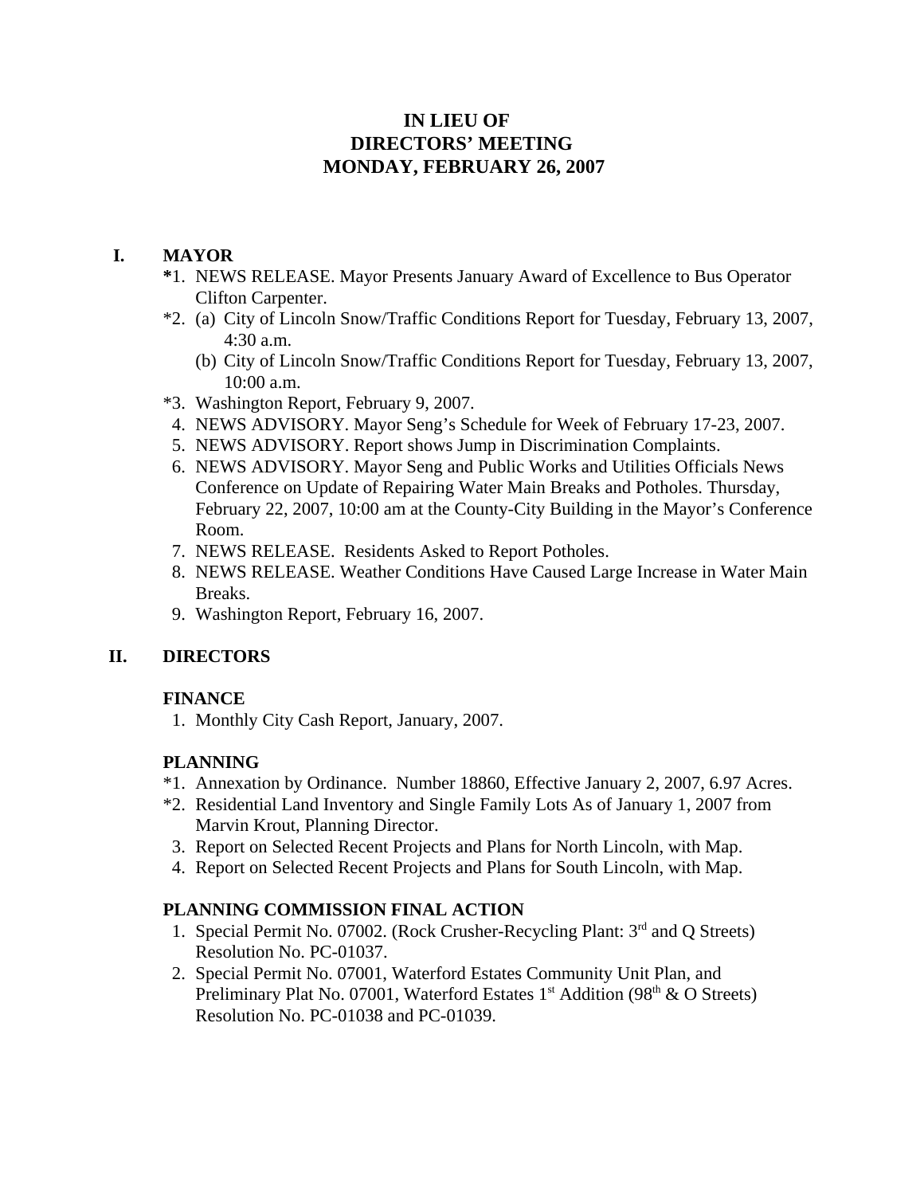# IN LIEU OF
# DIRECTORS' MEETING
# MONDAY, FEBRUARY 26, 2007

## I. MAYOR

*1. NEWS RELEASE. Mayor Presents January Award of Excellence to Bus Operator Clifton Carpenter.

*2. (a) City of Lincoln Snow/Traffic Conditions Report for Tuesday, February 13, 2007, 4:30 a.m.
   (b) City of Lincoln Snow/Traffic Conditions Report for Tuesday, February 13, 2007, 10:00 a.m.

*3. Washington Report, February 9, 2007.

4. NEWS ADVISORY. Mayor Seng's Schedule for Week of February 17-23, 2007.
5. NEWS ADVISORY. Report shows Jump in Discrimination Complaints.
6. NEWS ADVISORY. Mayor Seng and Public Works and Utilities Officials News Conference on Update of Repairing Water Main Breaks and Potholes. Thursday, February 22, 2007, 10:00 am at the County-City Building in the Mayor's Conference Room.
7. NEWS RELEASE. Residents Asked to Report Potholes.
8. NEWS RELEASE. Weather Conditions Have Caused Large Increase in Water Main Breaks.
9. Washington Report, February 16, 2007.

## II. DIRECTORS

### FINANCE

1. Monthly City Cash Report, January, 2007.

### PLANNING

*1. Annexation by Ordinance. Number 18860, Effective January 2, 2007, 6.97 Acres.

*2. Residential Land Inventory and Single Family Lots As of January 1, 2007 from Marvin Krout, Planning Director.

3. Report on Selected Recent Projects and Plans for North Lincoln, with Map.
4. Report on Selected Recent Projects and Plans for South Lincoln, with Map.

### PLANNING COMMISSION FINAL ACTION

1. Special Permit No. 07002. (Rock Crusher-Recycling Plant: 3rd and Q Streets) Resolution No. PC-01037.
2. Special Permit No. 07001, Waterford Estates Community Unit Plan, and Preliminary Plat No. 07001, Waterford Estates 1st Addition (98th & O Streets) Resolution No. PC-01038 and PC-01039.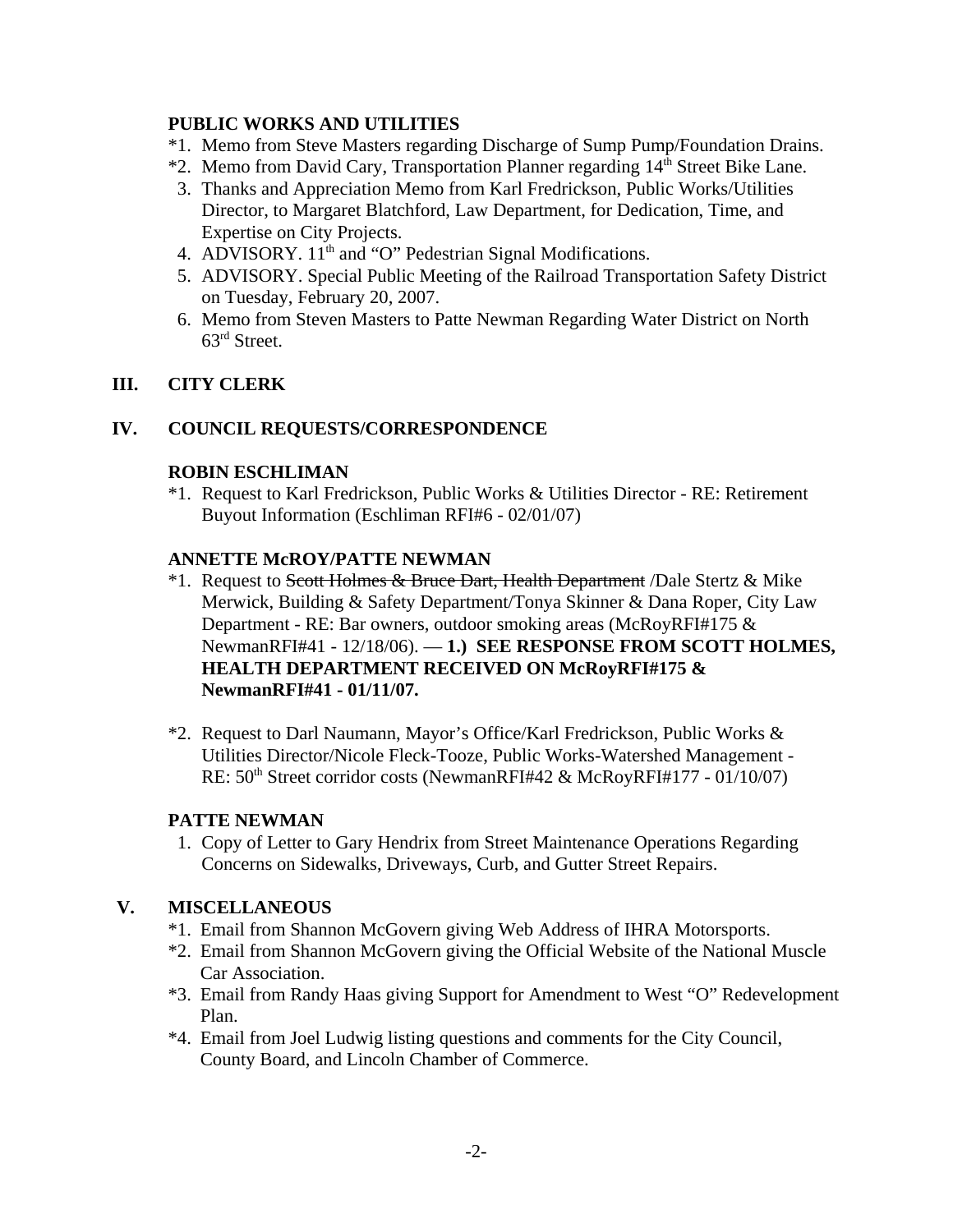**PUBLIC WORKS AND UTILITIES**

*1. Memo from Steve Masters regarding Discharge of Sump Pump/Foundation Drains.

*2. Memo from David Cary, Transportation Planner regarding 14th Street Bike Lane.

3. Thanks and Appreciation Memo from Karl Fredrickson, Public Works/Utilities Director, to Margaret Blatchford, Law Department, for Dedication, Time, and Expertise on City Projects.

4. ADVISORY. 11th and "O" Pedestrian Signal Modifications.

5. ADVISORY. Special Public Meeting of the Railroad Transportation Safety District on Tuesday, February 20, 2007.

6. Memo from Steven Masters to Patte Newman Regarding Water District on North 63rd Street.

## III. CITY CLERK

## IV. COUNCIL REQUESTS/CORRESPONDENCE

**ROBIN ESCHLIMAN**

*1. Request to Karl Fredrickson, Public Works & Utilities Director - RE: Retirement Buyout Information (Eschliman RFI#6 - 02/01/07)

**ANNETTE McROY/PATTE NEWMAN**

*1. Request to ~~Scott Holmes & Bruce Dart, Health Department~~ /Dale Stertz & Mike Merwick, Building & Safety Department/Tonya Skinner & Dana Roper, City Law Department - RE: Bar owners, outdoor smoking areas (McRoyRFI#175 & NewmanRFI#41 - 12/18/06). — **1.) SEE RESPONSE FROM SCOTT HOLMES, HEALTH DEPARTMENT RECEIVED ON McRoyRFI#175 & NewmanRFI#41 - 01/11/07.**

*2. Request to Darl Naumann, Mayor's Office/Karl Fredrickson, Public Works & Utilities Director/Nicole Fleck-Tooze, Public Works-Watershed Management - RE: 50th Street corridor costs (NewmanRFI#42 & McRoyRFI#177 - 01/10/07)

**PATTE NEWMAN**

1. Copy of Letter to Gary Hendrix from Street Maintenance Operations Regarding Concerns on Sidewalks, Driveways, Curb, and Gutter Street Repairs.

## V. MISCELLANEOUS

*1. Email from Shannon McGovern giving Web Address of IHRA Motorsports.

*2. Email from Shannon McGovern giving the Official Website of the National Muscle Car Association.

*3. Email from Randy Haas giving Support for Amendment to West "O" Redevelopment Plan.

*4. Email from Joel Ludwig listing questions and comments for the City Council, County Board, and Lincoln Chamber of Commerce.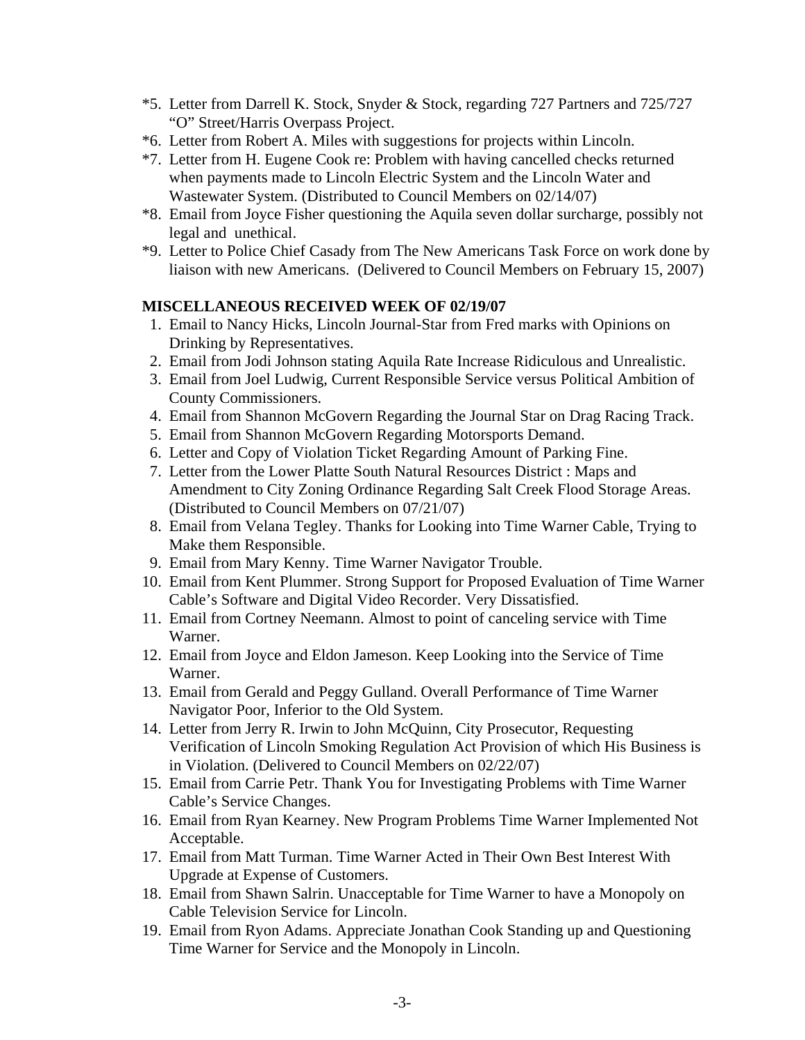*5. Letter from Darrell K. Stock, Snyder & Stock, regarding 727 Partners and 725/727 "O" Street/Harris Overpass Project.

*6. Letter from Robert A. Miles with suggestions for projects within Lincoln.

*7. Letter from H. Eugene Cook re: Problem with having cancelled checks returned when payments made to Lincoln Electric System and the Lincoln Water and Wastewater System. (Distributed to Council Members on 02/14/07)

*8. Email from Joyce Fisher questioning the Aquila seven dollar surcharge, possibly not legal and unethical.

*9. Letter to Police Chief Casady from The New Americans Task Force on work done by liaison with new Americans. (Delivered to Council Members on February 15, 2007)

**MISCELLANEOUS RECEIVED WEEK OF 02/19/07**

1. Email to Nancy Hicks, Lincoln Journal-Star from Fred marks with Opinions on Drinking by Representatives.
2. Email from Jodi Johnson stating Aquila Rate Increase Ridiculous and Unrealistic.
3. Email from Joel Ludwig, Current Responsible Service versus Political Ambition of County Commissioners.
4. Email from Shannon McGovern Regarding the Journal Star on Drag Racing Track.
5. Email from Shannon McGovern Regarding Motorsports Demand.
6. Letter and Copy of Violation Ticket Regarding Amount of Parking Fine.
7. Letter from the Lower Platte South Natural Resources District : Maps and Amendment to City Zoning Ordinance Regarding Salt Creek Flood Storage Areas. (Distributed to Council Members on 07/21/07)
8. Email from Velana Tegley. Thanks for Looking into Time Warner Cable, Trying to Make them Responsible.
9. Email from Mary Kenny. Time Warner Navigator Trouble.
10. Email from Kent Plummer. Strong Support for Proposed Evaluation of Time Warner Cable's Software and Digital Video Recorder. Very Dissatisfied.
11. Email from Cortney Neemann. Almost to point of canceling service with Time Warner.
12. Email from Joyce and Eldon Jameson. Keep Looking into the Service of Time Warner.
13. Email from Gerald and Peggy Gulland. Overall Performance of Time Warner Navigator Poor, Inferior to the Old System.
14. Letter from Jerry R. Irwin to John McQuinn, City Prosecutor, Requesting Verification of Lincoln Smoking Regulation Act Provision of which His Business is in Violation. (Delivered to Council Members on 02/22/07)
15. Email from Carrie Petr. Thank You for Investigating Problems with Time Warner Cable's Service Changes.
16. Email from Ryan Kearney. New Program Problems Time Warner Implemented Not Acceptable.
17. Email from Matt Turman. Time Warner Acted in Their Own Best Interest With Upgrade at Expense of Customers.
18. Email from Shawn Salrin. Unacceptable for Time Warner to have a Monopoly on Cable Television Service for Lincoln.
19. Email from Ryon Adams. Appreciate Jonathan Cook Standing up and Questioning Time Warner for Service and the Monopoly in Lincoln.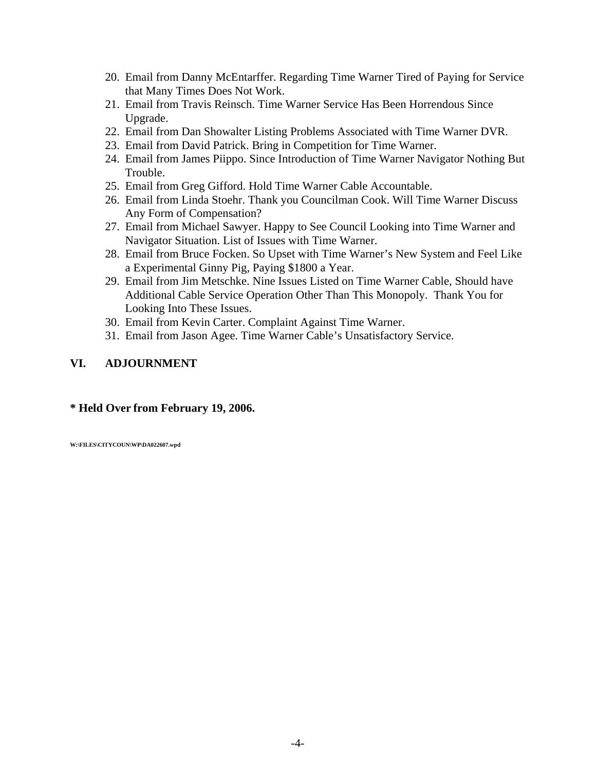20. Email from Danny McEntarffer. Regarding Time Warner Tired of Paying for Service that Many Times Does Not Work.
21. Email from Travis Reinsch. Time Warner Service Has Been Horrendous Since Upgrade.
22. Email from Dan Showalter Listing Problems Associated with Time Warner DVR.
23. Email from David Patrick. Bring in Competition for Time Warner.
24. Email from James Piippo. Since Introduction of Time Warner Navigator Nothing But Trouble.
25. Email from Greg Gifford. Hold Time Warner Cable Accountable.
26. Email from Linda Stoehr. Thank you Councilman Cook. Will Time Warner Discuss Any Form of Compensation?
27. Email from Michael Sawyer. Happy to See Council Looking into Time Warner and Navigator Situation. List of Issues with Time Warner.
28. Email from Bruce Focken. So Upset with Time Warner's New System and Feel Like a Experimental Ginny Pig, Paying $1800 a Year.
29. Email from Jim Metschke. Nine Issues Listed on Time Warner Cable, Should have Additional Cable Service Operation Other Than This Monopoly. Thank You for Looking Into These Issues.
30. Email from Kevin Carter. Complaint Against Time Warner.
31. Email from Jason Agee. Time Warner Cable's Unsatisfactory Service.

## VI. ADJOURNMENT

**\* Held Over from February 19, 2006.**

W:\FILES\CITYCOUN\WP\DA022607.wpd